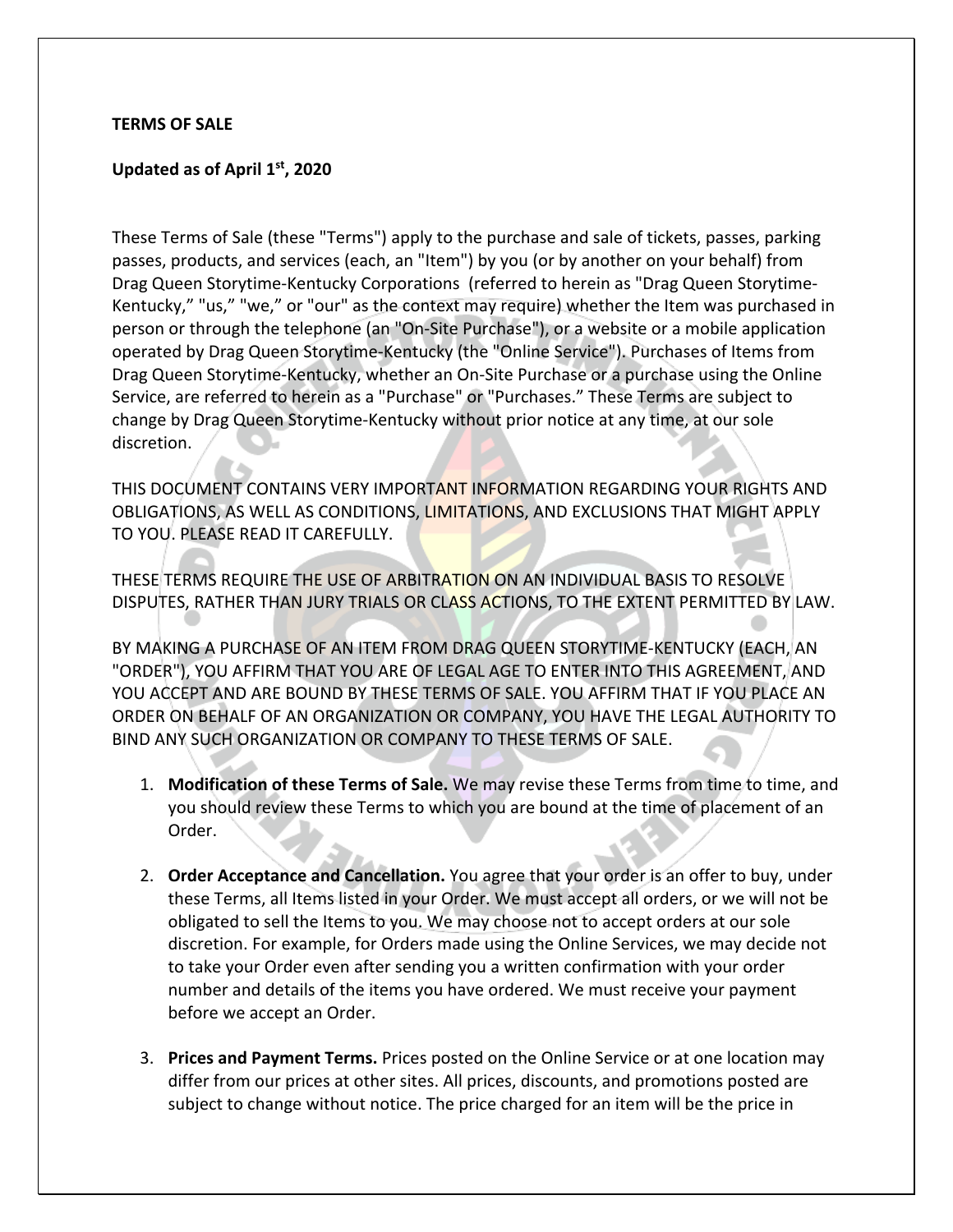**TERMS OF SALE**

**Updated as of April 1st, 2020**

These Terms of Sale (these "Terms") apply to the purchase and sale of tickets, passes, parking passes, products, and services (each, an "Item") by you (or by another on your behalf) from Drag Queen Storytime-Kentucky Corporations (referred to herein as "Drag Queen Storytime-Kentucky," "us," "we," or "our" as the context may require) whether the Item was purchased in person or through the telephone (an "On-Site Purchase"), or a website or a mobile application operated by Drag Queen Storytime-Kentucky (the "Online Service"). Purchases of Items from Drag Queen Storytime-Kentucky, whether an On-Site Purchase or a purchase using the Online Service, are referred to herein as a "Purchase" or "Purchases." These Terms are subject to change by Drag Queen Storytime-Kentucky without prior notice at any time, at our sole discretion.

THIS DOCUMENT CONTAINS VERY IMPORTANT INFORMATION REGARDING YOUR RIGHTS AND OBLIGATIONS, AS WELL AS CONDITIONS, LIMITATIONS, AND EXCLUSIONS THAT MIGHT APPLY TO YOU. PLEASE READ IT CAREFULLY.

THESE TERMS REQUIRE THE USE OF ARBITRATION ON AN INDIVIDUAL BASIS TO RESOLVE DISPUTES, RATHER THAN JURY TRIALS OR CLASS ACTIONS, TO THE EXTENT PERMITTED BY LAW.

BY MAKING A PURCHASE OF AN ITEM FROM DRAG QUEEN STORYTIME-KENTUCKY (EACH, AN "ORDER"), YOU AFFIRM THAT YOU ARE OF LEGAL AGE TO ENTER INTO THIS AGREEMENT, AND YOU ACCEPT AND ARE BOUND BY THESE TERMS OF SALE. YOU AFFIRM THAT IF YOU PLACE AN ORDER ON BEHALF OF AN ORGANIZATION OR COMPANY, YOU HAVE THE LEGAL AUTHORITY TO BIND ANY SUCH ORGANIZATION OR COMPANY TO THESE TERMS OF SALE.

1. **Modification of these Terms of Sale.** We may revise these Terms from time to time, and you should review these Terms to which you are bound at the time of placement of an Order.

2. **Order Acceptance and Cancellation.** You agree that your order is an offer to buy, under these Terms, all Items listed in your Order. We must accept all orders, or we will not be obligated to sell the Items to you. We may choose not to accept orders at our sole discretion. For example, for Orders made using the Online Services, we may decide not to take your Order even after sending you a written confirmation with your order number and details of the items you have ordered. We must receive your payment before we accept an Order.

3. **Prices and Payment Terms.** Prices posted on the Online Service or at one location may differ from our prices at other sites. All prices, discounts, and promotions posted are subject to change without notice. The price charged for an item will be the price in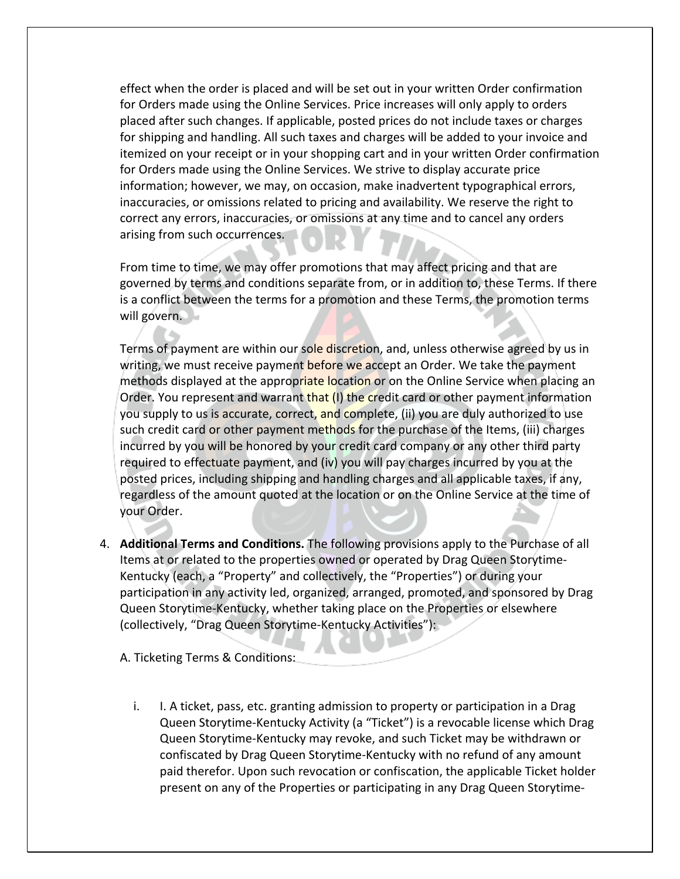effect when the order is placed and will be set out in your written Order confirmation for Orders made using the Online Services. Price increases will only apply to orders placed after such changes. If applicable, posted prices do not include taxes or charges for shipping and handling. All such taxes and charges will be added to your invoice and itemized on your receipt or in your shopping cart and in your written Order confirmation for Orders made using the Online Services. We strive to display accurate price information; however, we may, on occasion, make inadvertent typographical errors, inaccuracies, or omissions related to pricing and availability. We reserve the right to correct any errors, inaccuracies, or omissions at any time and to cancel any orders arising from such occurrences.

From time to time, we may offer promotions that may affect pricing and that are governed by terms and conditions separate from, or in addition to, these Terms. If there is a conflict between the terms for a promotion and these Terms, the promotion terms will govern.

Terms of payment are within our sole discretion, and, unless otherwise agreed by us in writing, we must receive payment before we accept an Order. We take the payment methods displayed at the appropriate location or on the Online Service when placing an Order. You represent and warrant that (I) the credit card or other payment information you supply to us is accurate, correct, and complete, (ii) you are duly authorized to use such credit card or other payment methods for the purchase of the Items, (iii) charges incurred by you will be honored by your credit card company or any other third party required to effectuate payment, and (iv) you will pay charges incurred by you at the posted prices, including shipping and handling charges and all applicable taxes, if any, regardless of the amount quoted at the location or on the Online Service at the time of your Order.

4. **Additional Terms and Conditions.** The following provisions apply to the Purchase of all Items at or related to the properties owned or operated by Drag Queen Storytime-Kentucky (each, a "Property" and collectively, the "Properties") or during your participation in any activity led, organized, arranged, promoted, and sponsored by Drag Queen Storytime-Kentucky, whether taking place on the Properties or elsewhere (collectively, "Drag Queen Storytime-Kentucky Activities"):

   A. Ticketing Terms & Conditions:

      i. I. A ticket, pass, etc. granting admission to property or participation in a Drag Queen Storytime-Kentucky Activity (a "Ticket") is a revocable license which Drag Queen Storytime-Kentucky may revoke, and such Ticket may be withdrawn or confiscated by Drag Queen Storytime-Kentucky with no refund of any amount paid therefor. Upon such revocation or confiscation, the applicable Ticket holder present on any of the Properties or participating in any Drag Queen Storytime-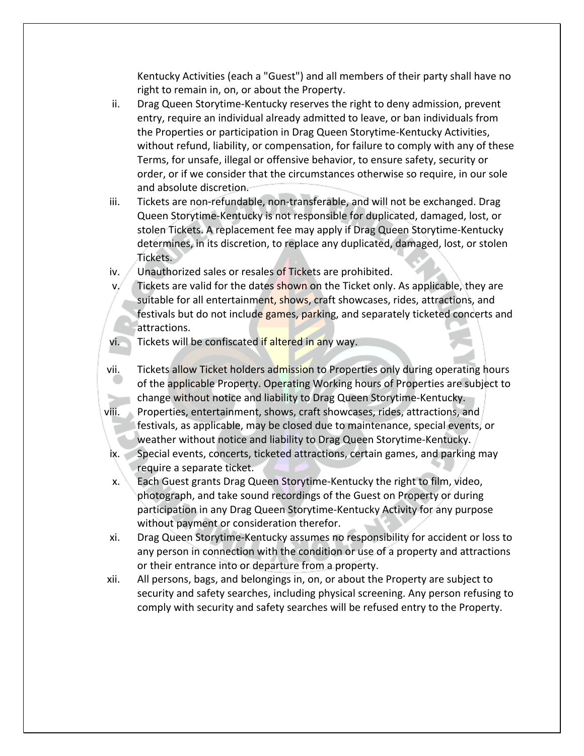Kentucky Activities (each a "Guest") and all members of their party shall have no right to remain in, on, or about the Property.

ii. Drag Queen Storytime-Kentucky reserves the right to deny admission, prevent entry, require an individual already admitted to leave, or ban individuals from the Properties or participation in Drag Queen Storytime-Kentucky Activities, without refund, liability, or compensation, for failure to comply with any of these Terms, for unsafe, illegal or offensive behavior, to ensure safety, security or order, or if we consider that the circumstances otherwise so require, in our sole and absolute discretion.

iii. Tickets are non-refundable, non-transferable, and will not be exchanged. Drag Queen Storytime-Kentucky is not responsible for duplicated, damaged, lost, or stolen Tickets. A replacement fee may apply if Drag Queen Storytime-Kentucky determines, in its discretion, to replace any duplicated, damaged, lost, or stolen Tickets.

iv. Unauthorized sales or resales of Tickets are prohibited.

v. Tickets are valid for the dates shown on the Ticket only. As applicable, they are suitable for all entertainment, shows, craft showcases, rides, attractions, and festivals but do not include games, parking, and separately ticketed concerts and attractions.

vi. Tickets will be confiscated if altered in any way.

vii. Tickets allow Ticket holders admission to Properties only during operating hours of the applicable Property. Operating Working hours of Properties are subject to change without notice and liability to Drag Queen Storytime-Kentucky.

viii. Properties, entertainment, shows, craft showcases, rides, attractions, and festivals, as applicable, may be closed due to maintenance, special events, or weather without notice and liability to Drag Queen Storytime-Kentucky.

ix. Special events, concerts, ticketed attractions, certain games, and parking may require a separate ticket.

x. Each Guest grants Drag Queen Storytime-Kentucky the right to film, video, photograph, and take sound recordings of the Guest on Property or during participation in any Drag Queen Storytime-Kentucky Activity for any purpose without payment or consideration therefor.

xi. Drag Queen Storytime-Kentucky assumes no responsibility for accident or loss to any person in connection with the condition or use of a property and attractions or their entrance into or departure from a property.

xii. All persons, bags, and belongings in, on, or about the Property are subject to security and safety searches, including physical screening. Any person refusing to comply with security and safety searches will be refused entry to the Property.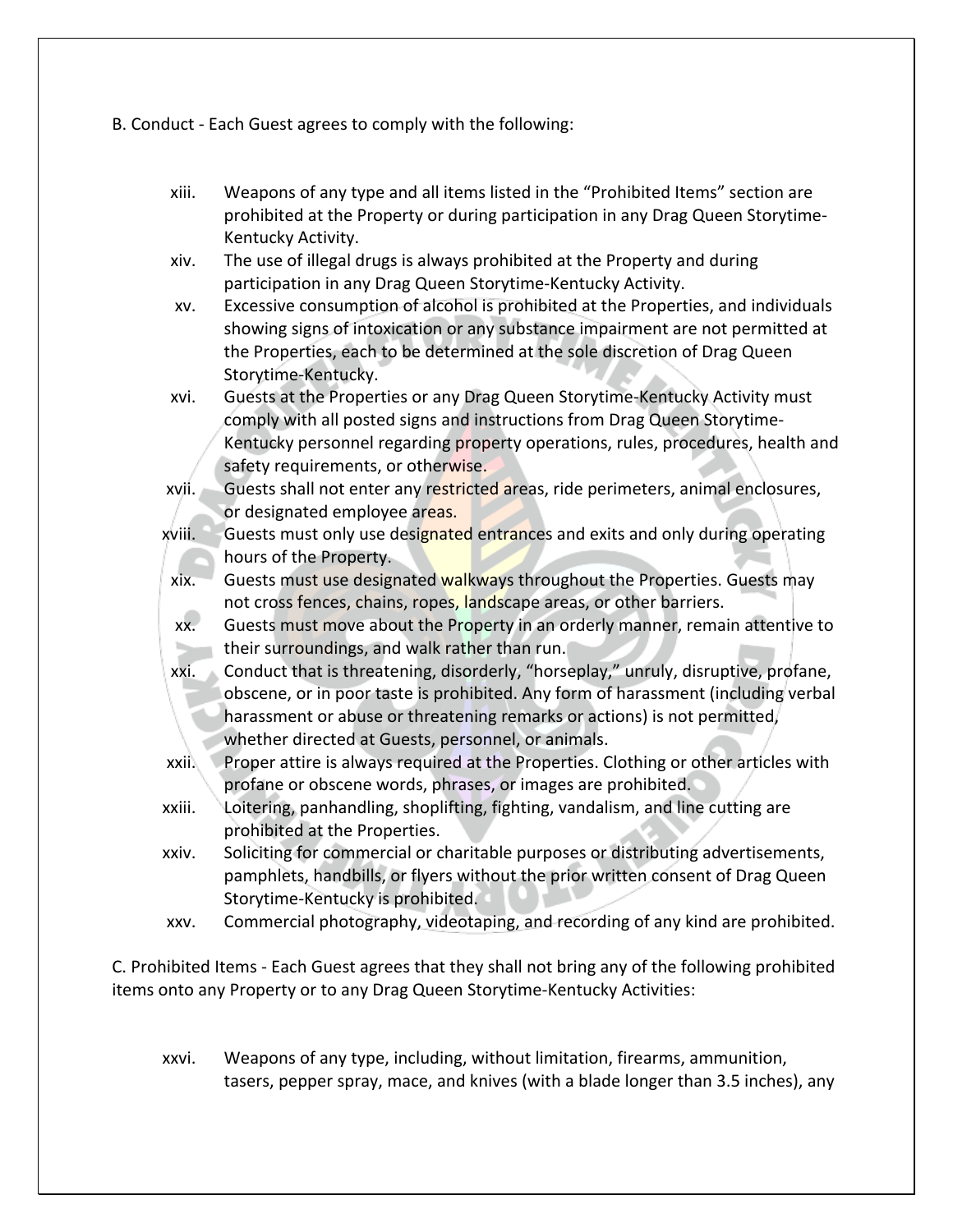B. Conduct - Each Guest agrees to comply with the following:

xiii. Weapons of any type and all items listed in the "Prohibited Items" section are prohibited at the Property or during participation in any Drag Queen Storytime-Kentucky Activity.

xiv. The use of illegal drugs is always prohibited at the Property and during participation in any Drag Queen Storytime-Kentucky Activity.

xv. Excessive consumption of alcohol is prohibited at the Properties, and individuals showing signs of intoxication or any substance impairment are not permitted at the Properties, each to be determined at the sole discretion of Drag Queen Storytime-Kentucky.

xvi. Guests at the Properties or any Drag Queen Storytime-Kentucky Activity must comply with all posted signs and instructions from Drag Queen Storytime-Kentucky personnel regarding property operations, rules, procedures, health and safety requirements, or otherwise.

xvii. Guests shall not enter any restricted areas, ride perimeters, animal enclosures, or designated employee areas.

xviii. Guests must only use designated entrances and exits and only during operating hours of the Property.

xix. Guests must use designated walkways throughout the Properties. Guests may not cross fences, chains, ropes, landscape areas, or other barriers.

xx. Guests must move about the Property in an orderly manner, remain attentive to their surroundings, and walk rather than run.

xxi. Conduct that is threatening, disorderly, "horseplay," unruly, disruptive, profane, obscene, or in poor taste is prohibited. Any form of harassment (including verbal harassment or abuse or threatening remarks or actions) is not permitted, whether directed at Guests, personnel, or animals.

xxii. Proper attire is always required at the Properties. Clothing or other articles with profane or obscene words, phrases, or images are prohibited.

xxiii. Loitering, panhandling, shoplifting, fighting, vandalism, and line cutting are prohibited at the Properties.

xxiv. Soliciting for commercial or charitable purposes or distributing advertisements, pamphlets, handbills, or flyers without the prior written consent of Drag Queen Storytime-Kentucky is prohibited.

xxv. Commercial photography, videotaping, and recording of any kind are prohibited.

C. Prohibited Items - Each Guest agrees that they shall not bring any of the following prohibited items onto any Property or to any Drag Queen Storytime-Kentucky Activities:

xxvi. Weapons of any type, including, without limitation, firearms, ammunition, tasers, pepper spray, mace, and knives (with a blade longer than 3.5 inches), any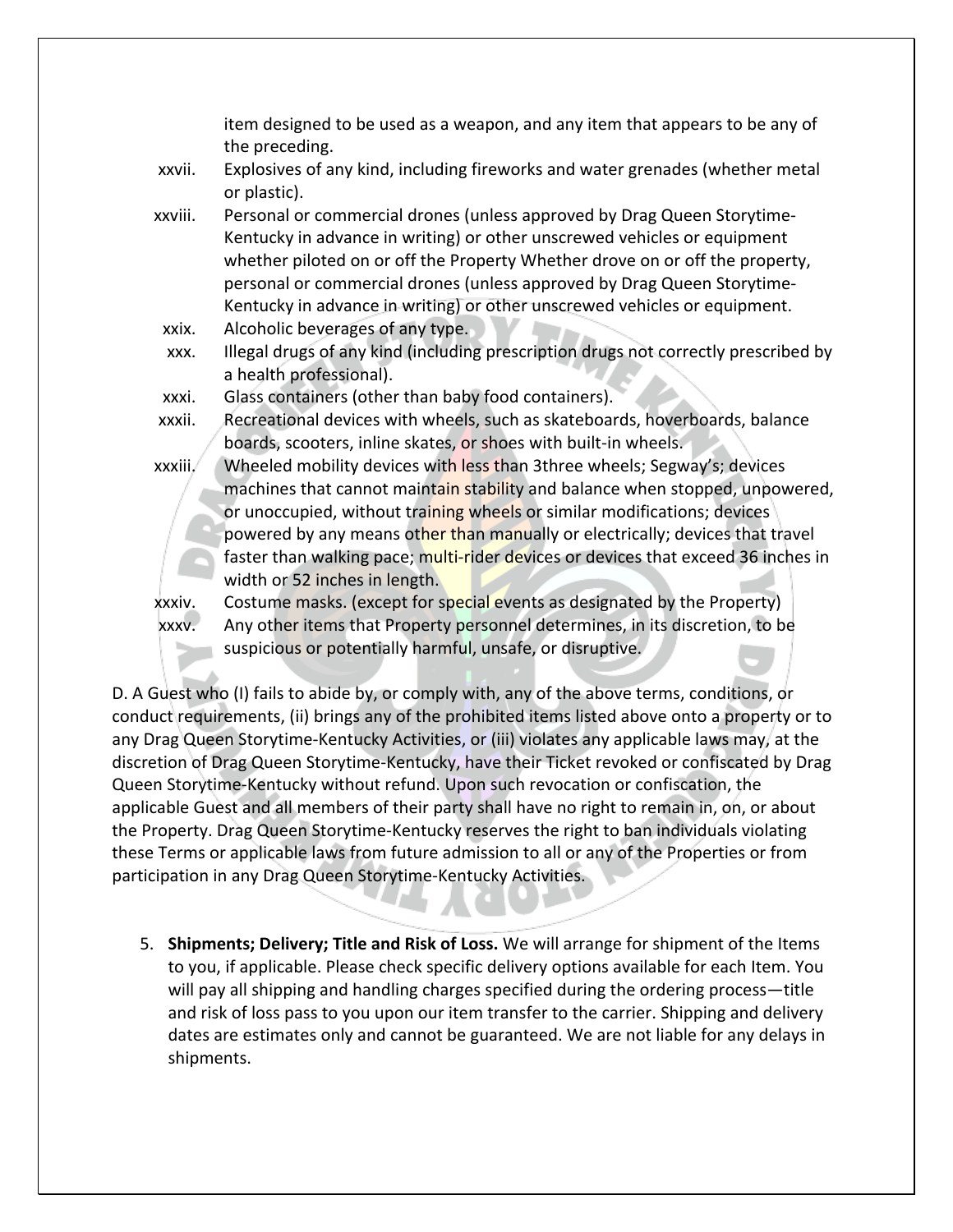item designed to be used as a weapon, and any item that appears to be any of the preceding.

xxvii. Explosives of any kind, including fireworks and water grenades (whether metal or plastic).

xxviii. Personal or commercial drones (unless approved by Drag Queen Storytime-Kentucky in advance in writing) or other unscrewed vehicles or equipment whether piloted on or off the Property Whether drove on or off the property, personal or commercial drones (unless approved by Drag Queen Storytime-Kentucky in advance in writing) or other unscrewed vehicles or equipment.

xxix. Alcoholic beverages of any type.

xxx. Illegal drugs of any kind (including prescription drugs not correctly prescribed by a health professional).

xxxi. Glass containers (other than baby food containers).

xxxii. Recreational devices with wheels, such as skateboards, hoverboards, balance boards, scooters, inline skates, or shoes with built-in wheels.

xxxiii. Wheeled mobility devices with less than 3three wheels; Segway's; devices machines that cannot maintain stability and balance when stopped, unpowered, or unoccupied, without training wheels or similar modifications; devices powered by any means other than manually or electrically; devices that travel faster than walking pace; multi-rider devices or devices that exceed 36 inches in width or 52 inches in length.

xxxiv. Costume masks. (except for special events as designated by the Property)

xxxv. Any other items that Property personnel determines, in its discretion, to be suspicious or potentially harmful, unsafe, or disruptive.

D. A Guest who (I) fails to abide by, or comply with, any of the above terms, conditions, or conduct requirements, (ii) brings any of the prohibited items listed above onto a property or to any Drag Queen Storytime-Kentucky Activities, or (iii) violates any applicable laws may, at the discretion of Drag Queen Storytime-Kentucky, have their Ticket revoked or confiscated by Drag Queen Storytime-Kentucky without refund. Upon such revocation or confiscation, the applicable Guest and all members of their party shall have no right to remain in, on, or about the Property. Drag Queen Storytime-Kentucky reserves the right to ban individuals violating these Terms or applicable laws from future admission to all or any of the Properties or from participation in any Drag Queen Storytime-Kentucky Activities.

5. **Shipments; Delivery; Title and Risk of Loss.** We will arrange for shipment of the Items to you, if applicable. Please check specific delivery options available for each Item. You will pay all shipping and handling charges specified during the ordering process—title and risk of loss pass to you upon our item transfer to the carrier. Shipping and delivery dates are estimates only and cannot be guaranteed. We are not liable for any delays in shipments.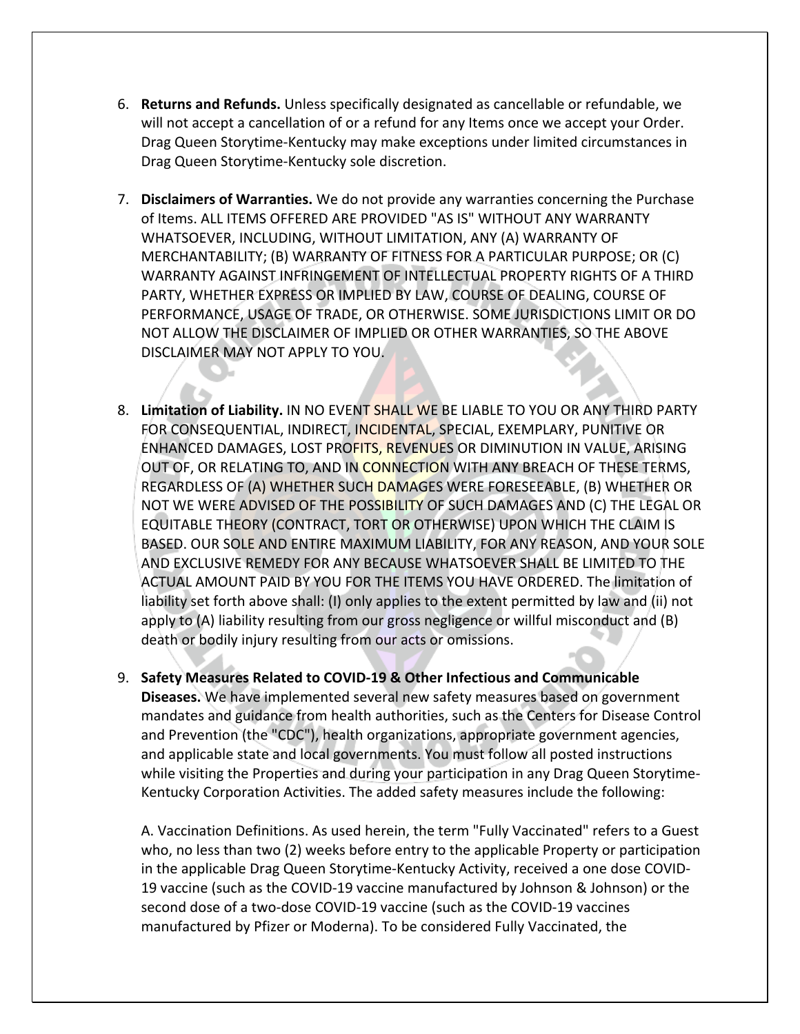6. **Returns and Refunds.** Unless specifically designated as cancellable or refundable, we will not accept a cancellation of or a refund for any Items once we accept your Order. Drag Queen Storytime-Kentucky may make exceptions under limited circumstances in Drag Queen Storytime-Kentucky sole discretion.

7. **Disclaimers of Warranties.** We do not provide any warranties concerning the Purchase of Items. ALL ITEMS OFFERED ARE PROVIDED "AS IS" WITHOUT ANY WARRANTY WHATSOEVER, INCLUDING, WITHOUT LIMITATION, ANY (A) WARRANTY OF MERCHANTABILITY; (B) WARRANTY OF FITNESS FOR A PARTICULAR PURPOSE; OR (C) WARRANTY AGAINST INFRINGEMENT OF INTELLECTUAL PROPERTY RIGHTS OF A THIRD PARTY, WHETHER EXPRESS OR IMPLIED BY LAW, COURSE OF DEALING, COURSE OF PERFORMANCE, USAGE OF TRADE, OR OTHERWISE. SOME JURISDICTIONS LIMIT OR DO NOT ALLOW THE DISCLAIMER OF IMPLIED OR OTHER WARRANTIES, SO THE ABOVE DISCLAIMER MAY NOT APPLY TO YOU.

8. **Limitation of Liability.** IN NO EVENT SHALL WE BE LIABLE TO YOU OR ANY THIRD PARTY FOR CONSEQUENTIAL, INDIRECT, INCIDENTAL, SPECIAL, EXEMPLARY, PUNITIVE OR ENHANCED DAMAGES, LOST PROFITS, REVENUES OR DIMINUTION IN VALUE, ARISING OUT OF, OR RELATING TO, AND IN CONNECTION WITH ANY BREACH OF THESE TERMS, REGARDLESS OF (A) WHETHER SUCH DAMAGES WERE FORESEEABLE, (B) WHETHER OR NOT WE WERE ADVISED OF THE POSSIBILITY OF SUCH DAMAGES AND (C) THE LEGAL OR EQUITABLE THEORY (CONTRACT, TORT OR OTHERWISE) UPON WHICH THE CLAIM IS BASED. OUR SOLE AND ENTIRE MAXIMUM LIABILITY, FOR ANY REASON, AND YOUR SOLE AND EXCLUSIVE REMEDY FOR ANY BECAUSE WHATSOEVER SHALL BE LIMITED TO THE ACTUAL AMOUNT PAID BY YOU FOR THE ITEMS YOU HAVE ORDERED. The limitation of liability set forth above shall: (I) only applies to the extent permitted by law and (ii) not apply to (A) liability resulting from our gross negligence or willful misconduct and (B) death or bodily injury resulting from our acts or omissions.

9. **Safety Measures Related to COVID-19 & Other Infectious and Communicable Diseases.** We have implemented several new safety measures based on government mandates and guidance from health authorities, such as the Centers for Disease Control and Prevention (the "CDC"), health organizations, appropriate government agencies, and applicable state and local governments. You must follow all posted instructions while visiting the Properties and during your participation in any Drag Queen Storytime-Kentucky Corporation Activities. The added safety measures include the following:

   A. Vaccination Definitions. As used herein, the term "Fully Vaccinated" refers to a Guest who, no less than two (2) weeks before entry to the applicable Property or participation in the applicable Drag Queen Storytime-Kentucky Activity, received a one dose COVID-19 vaccine (such as the COVID-19 vaccine manufactured by Johnson & Johnson) or the second dose of a two-dose COVID-19 vaccine (such as the COVID-19 vaccines manufactured by Pfizer or Moderna). To be considered Fully Vaccinated, the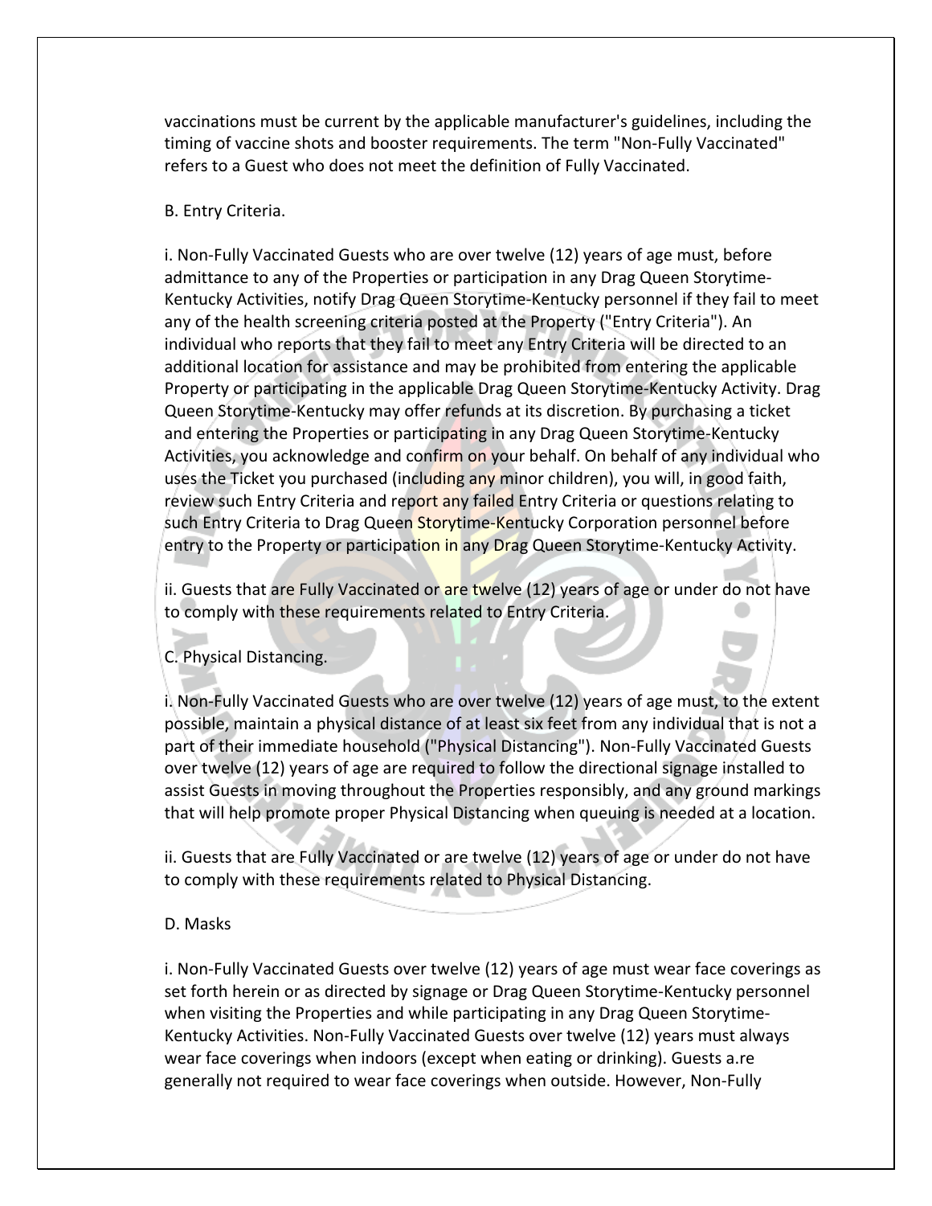vaccinations must be current by the applicable manufacturer's guidelines, including the timing of vaccine shots and booster requirements. The term "Non-Fully Vaccinated" refers to a Guest who does not meet the definition of Fully Vaccinated.

B. Entry Criteria.

i. Non-Fully Vaccinated Guests who are over twelve (12) years of age must, before admittance to any of the Properties or participation in any Drag Queen Storytime-Kentucky Activities, notify Drag Queen Story-Kentucky personnel if they fail to meet any of the health screening criteria posted at the Property ("Entry Criteria"). An individual who reports that they fail to meet any Entry Criteria will be directed to an additional location for assistance and may be prohibited from entering the applicable Property or participating in the applicable Drag Queen Storytime-Kentucky Activity. Drag Queen Storytime-Kentucky may offer refunds at its discretion. By purchasing a ticket and entering the Properties or participating in any Drag Queen Storytime-Kentucky Activities, you acknowledge and confirm on your behalf. On behalf of any individual who uses the Ticket you purchased (including any minor children), you will, in good faith, review such Entry Criteria and report any failed Entry Criteria or questions relating to such Entry Criteria to Drag Queen Storytime-Kentucky Corporation personnel before entry to the Property or participation in any Drag Queen Storytime-Kentucky Activity.

ii. Guests that are Fully Vaccinated or are twelve (12) years of age or under do not have to comply with these requirements related to Entry Criteria.

C. Physical Distancing.

i. Non-Fully Vaccinated Guests who are over twelve (12) years of age must, to the extent possible, maintain a physical distance of at least six feet from any individual that is not a part of their immediate household ("Physical Distancing"). Non-Fully Vaccinated Guests over twelve (12) years of age are required to follow the directional signage installed to assist Guests in moving throughout the Properties responsibly, and any ground markings that will help promote proper Physical Distancing when queuing is needed at a location.

ii. Guests that are Fully Vaccinated or are twelve (12) years of age or under do not have to comply with these requirements related to Physical Distancing.

D. Masks

i. Non-Fully Vaccinated Guests over twelve (12) years of age must wear face coverings as set forth herein or as directed by signage or Drag Queen Storytime-Kentucky personnel when visiting the Properties and while participating in any Drag Queen Storytime-Kentucky Activities. Non-Fully Vaccinated Guests over twelve (12) years must always wear face coverings when indoors (except when eating or drinking). Guests a.re generally not required to wear face coverings when outside. However, Non-Fully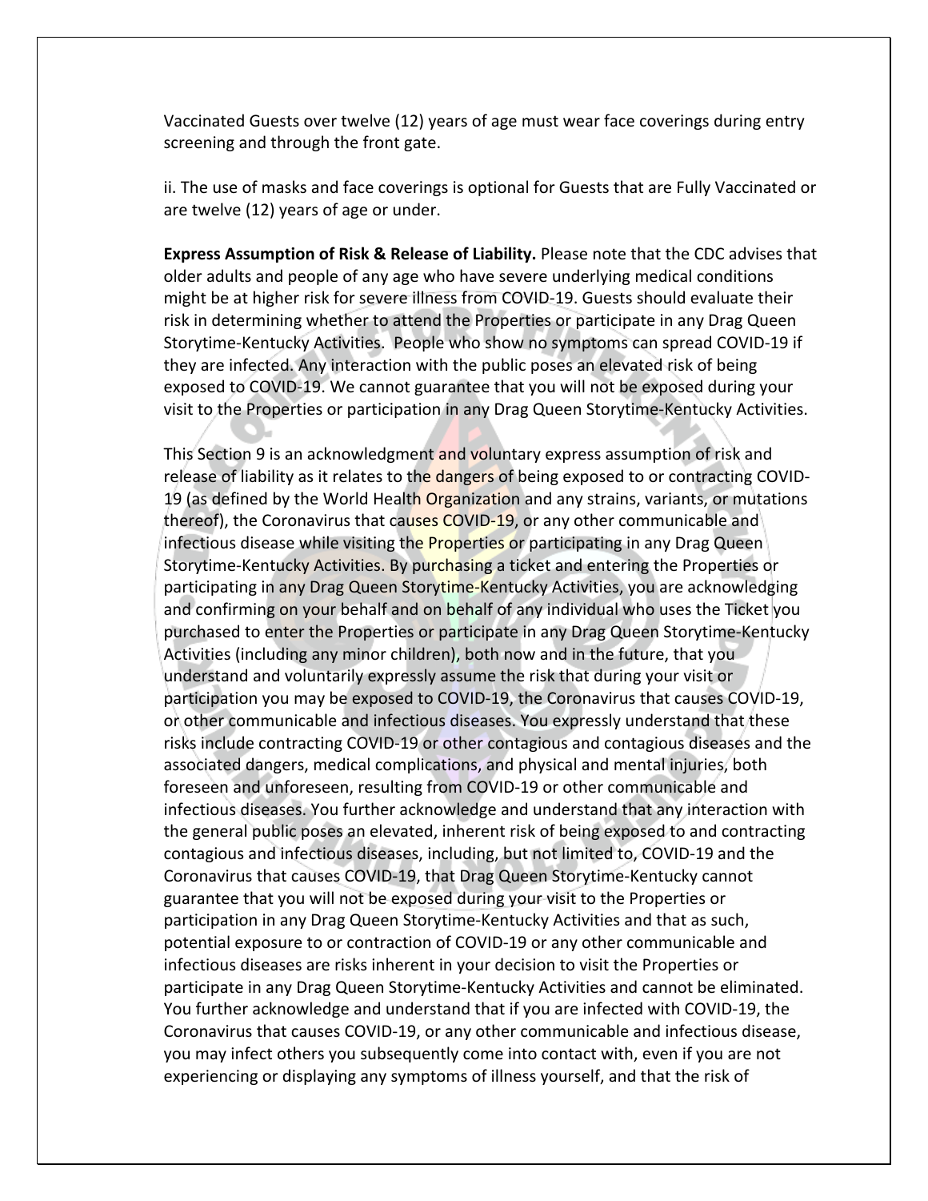Vaccinated Guests over twelve (12) years of age must wear face coverings during entry screening and through the front gate.

ii. The use of masks and face coverings is optional for Guests that are Fully Vaccinated or are twelve (12) years of age or under.

**Express Assumption of Risk & Release of Liability.** Please note that the CDC advises that older adults and people of any age who have severe underlying medical conditions might be at higher risk for severe illness from COVID-19. Guests should evaluate their risk in determining whether to attend the Properties or participate in any Drag Queen Storytime-Kentucky Activities. People who show no symptoms can spread COVID-19 if they are infected. Any interaction with the public poses an elevated risk of being exposed to COVID-19. We cannot guarantee that you will not be exposed during your visit to the Properties or participation in any Drag Queen Storytime-Kentucky Activities.

This Section 9 is an acknowledgment and voluntary express assumption of risk and release of liability as it relates to the dangers of being exposed to or contracting COVID-19 (as defined by the World Health Organization and any strains, variants, or mutations thereof), the Coronavirus that causes COVID-19, or any other communicable and infectious disease while visiting the Properties or participating in any Drag Queen Storytime-Kentucky Activities. By purchasing a ticket and entering the Properties or participating in any Drag Queen Storytime-Kentucky Activities, you are acknowledging and confirming on your behalf and on behalf of any individual who uses the Ticket you purchased to enter the Properties or participate in any Drag Queen Storytime-Kentucky Activities (including any minor children), both now and in the future, that you understand and voluntarily expressly assume the risk that during your visit or participation you may be exposed to COVID-19, the Coronavirus that causes COVID-19, or other communicable and infectious diseases. You expressly understand that these risks include contracting COVID-19 or other contagious and contagious diseases and the associated dangers, medical complications, and physical and mental injuries, both foreseen and unforeseen, resulting from COVID-19 or other communicable and infectious diseases. You further acknowledge and understand that any interaction with the general public poses an elevated, inherent risk of being exposed to and contracting contagious and infectious diseases, including, but not limited to, COVID-19 and the Coronavirus that causes COVID-19, that Drag Queen Storytime-Kentucky cannot guarantee that you will not be exposed during your visit to the Properties or participation in any Drag Queen Storytime-Kentucky Activities and that as such, potential exposure to or contraction of COVID-19 or any other communicable and infectious diseases are risks inherent in your decision to visit the Properties or participate in any Drag Queen Storytime-Kentucky Activities and cannot be eliminated. You further acknowledge and understand that if you are infected with COVID-19, the Coronavirus that causes COVID-19, or any other communicable and infectious disease, you may infect others you subsequently come into contact with, even if you are not experiencing or displaying any symptoms of illness yourself, and that the risk of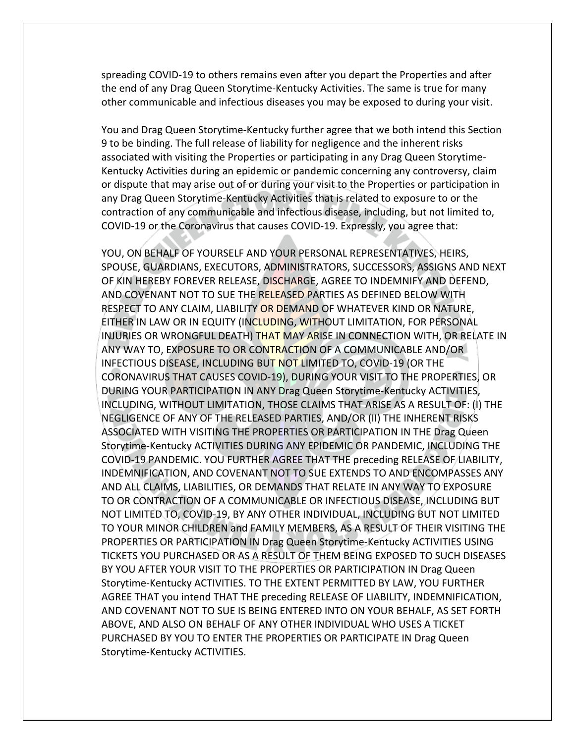spreading COVID-19 to others remains even after you depart the Properties and after the end of any Drag Queen Storytime-Kentucky Activities. The same is true for many other communicable and infectious diseases you may be exposed to during your visit.

You and Drag Queen Storytime-Kentucky further agree that we both intend this Section 9 to be binding. The full release of liability for negligence and the inherent risks associated with visiting the Properties or participating in any Drag Queen Storytime-Kentucky Activities during an epidemic or pandemic concerning any controversy, claim or dispute that may arise out of or during your visit to the Properties or participation in any Drag Queen Storytime-Kentucky Activities that is related to exposure to or the contraction of any communicable and infectious disease, including, but not limited to, COVID-19 or the Coronavirus that causes COVID-19. Expressly, you agree that:

YOU, ON BEHALF OF YOURSELF AND YOUR PERSONAL REPRESENTATIVES, HEIRS, SPOUSE, GUARDIANS, EXECUTORS, ADMINISTRATORS, SUCCESSORS, ASSIGNS AND NEXT OF KIN HEREBY FOREVER RELEASE, DISCHARGE, AGREE TO INDEMNIFY AND DEFEND, AND COVENANT NOT TO SUE THE RELEASED PARTIES AS DEFINED BELOW WITH RESPECT TO ANY CLAIM, LIABILITY OR DEMAND OF WHATEVER KIND OR NATURE, EITHER IN LAW OR IN EQUITY (INCLUDING, WITHOUT LIMITATION, FOR PERSONAL INJURIES OR WRONGFUL DEATH) THAT MAY ARISE IN CONNECTION WITH, OR RELATE IN ANY WAY TO, EXPOSURE TO OR CONTRACTION OF A COMMUNICABLE AND/OR INFECTIOUS DISEASE, INCLUDING BUT NOT LIMITED TO, COVID-19 (OR THE CORONAVIRUS THAT CAUSES COVID-19), DURING YOUR VISIT TO THE PROPERTIES, OR DURING YOUR PARTICIPATION IN ANY Drag Queen Storytime-Kentucky ACTIVITIES, INCLUDING, WITHOUT LIMITATION, THOSE CLAIMS THAT ARISE AS A RESULT OF: (I) THE NEGLIGENCE OF ANY OF THE RELEASED PARTIES, AND/OR (II) THE INHERENT RISKS ASSOCIATED WITH VISITING THE PROPERTIES OR PARTICIPATION IN THE Drag Queen Storytime-Kentucky ACTIVITIES DURING ANY EPIDEMIC OR PANDEMIC, INCLUDING THE COVID-19 PANDEMIC. YOU FURTHER AGREE THAT THE preceding RELEASE OF LIABILITY, INDEMNIFICATION, AND COVENANT NOT TO SUE EXTENDS TO AND ENCOMPASSES ANY AND ALL CLAIMS, LIABILITIES, OR DEMANDS THAT RELATE IN ANY WAY TO EXPOSURE TO OR CONTRACTION OF A COMMUNICABLE OR INFECTIOUS DISEASE, INCLUDING BUT NOT LIMITED TO, COVID-19, BY ANY OTHER INDIVIDUAL, INCLUDING BUT NOT LIMITED TO YOUR MINOR CHILDREN and FAMILY MEMBERS, AS A RESULT OF THEIR VISITING THE PROPERTIES OR PARTICIPATION IN Drag Queen Storytime-Kentucky ACTIVITIES USING TICKETS YOU PURCHASED OR AS A RESULT OF THEM BEING EXPOSED TO SUCH DISEASES BY YOU AFTER YOUR VISIT TO THE PROPERTIES OR PARTICIPATION IN Drag Queen Storytime-Kentucky ACTIVITIES. TO THE EXTENT PERMITTED BY LAW, YOU FURTHER AGREE THAT you intend THAT THE preceding RELEASE OF LIABILITY, INDEMNIFICATION, AND COVENANT NOT TO SUE IS BEING ENTERED INTO ON YOUR BEHALF, AS SET FORTH ABOVE, AND ALSO ON BEHALF OF ANY OTHER INDIVIDUAL WHO USES A TICKET PURCHASED BY YOU TO ENTER THE PROPERTIES OR PARTICIPATE IN Drag Queen Storytime-Kentucky ACTIVITIES.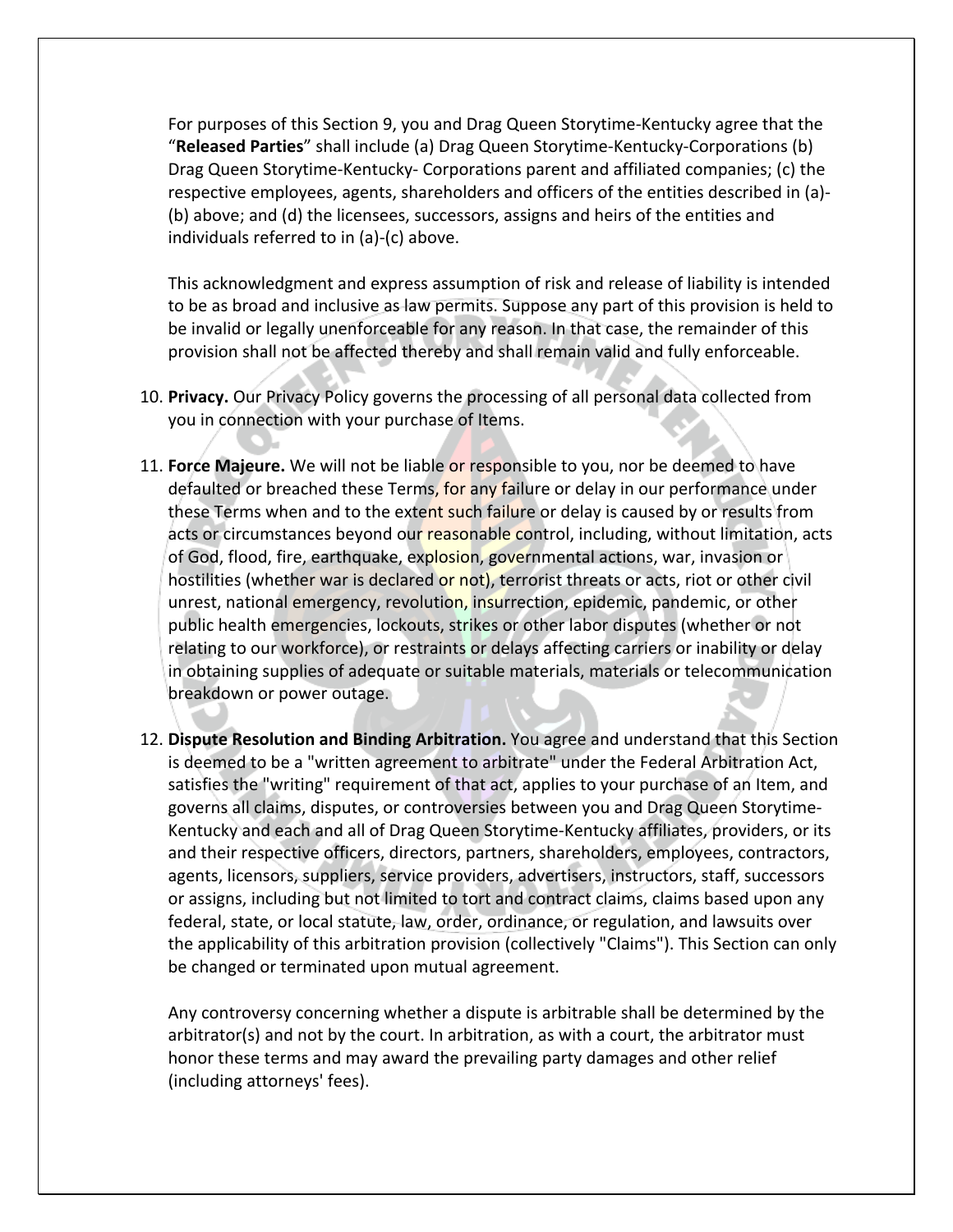For purposes of this Section 9, you and Drag Queen Storytime-Kentucky agree that the "**Released Parties**" shall include (a) Drag Queen Storytime-Kentucky-Corporations (b) Drag Queen Storytime-Kentucky- Corporations parent and affiliated companies; (c) the respective employees, agents, shareholders and officers of the entities described in (a)-(b) above; and (d) the licensees, successors, assigns and heirs of the entities and individuals referred to in (a)-(c) above.

This acknowledgment and express assumption of risk and release of liability is intended to be as broad and inclusive as law permits. Suppose any part of this provision is held to be invalid or legally unenforceable for any reason. In that case, the remainder of this provision shall not be affected thereby and shall remain valid and fully enforceable.

10. **Privacy.** Our Privacy Policy governs the processing of all personal data collected from you in connection with your purchase of Items.

11. **Force Majeure.** We will not be liable or responsible to you, nor be deemed to have defaulted or breached these Terms, for any failure or delay in our performance under these Terms when and to the extent such failure or delay is caused by or results from acts or circumstances beyond our reasonable control, including, without limitation, acts of God, flood, fire, earthquake, explosion, governmental actions, war, invasion or hostilities (whether war is declared or not), terrorist threats or acts, riot or other civil unrest, national emergency, revolution, insurrection, epidemic, pandemic, or other public health emergencies, lockouts, strikes or other labor disputes (whether or not relating to our workforce), or restraints or delays affecting carriers or inability or delay in obtaining supplies of adequate or suitable materials, materials or telecommunication breakdown or power outage.

12. **Dispute Resolution and Binding Arbitration.** You agree and understand that this Section is deemed to be a "written agreement to arbitrate" under the Federal Arbitration Act, satisfies the "writing" requirement of that act, applies to your purchase of an Item, and governs all claims, disputes, or controversies between you and Drag Queen Storytime-Kentucky and each and all of Drag Queen Storytime-Kentucky affiliates, providers, or its and their respective officers, directors, partners, shareholders, employees, contractors, agents, licensors, suppliers, service providers, advertisers, instructors, staff, successors or assigns, including but not limited to tort and contract claims, claims based upon any federal, state, or local statute, law, order, ordinance, or regulation, and lawsuits over the applicability of this arbitration provision (collectively "Claims"). This Section can only be changed or terminated upon mutual agreement.

    Any controversy concerning whether a dispute is arbitrable shall be determined by the arbitrator(s) and not by the court. In arbitration, as with a court, the arbitrator must honor these terms and may award the prevailing party damages and other relief (including attorneys' fees).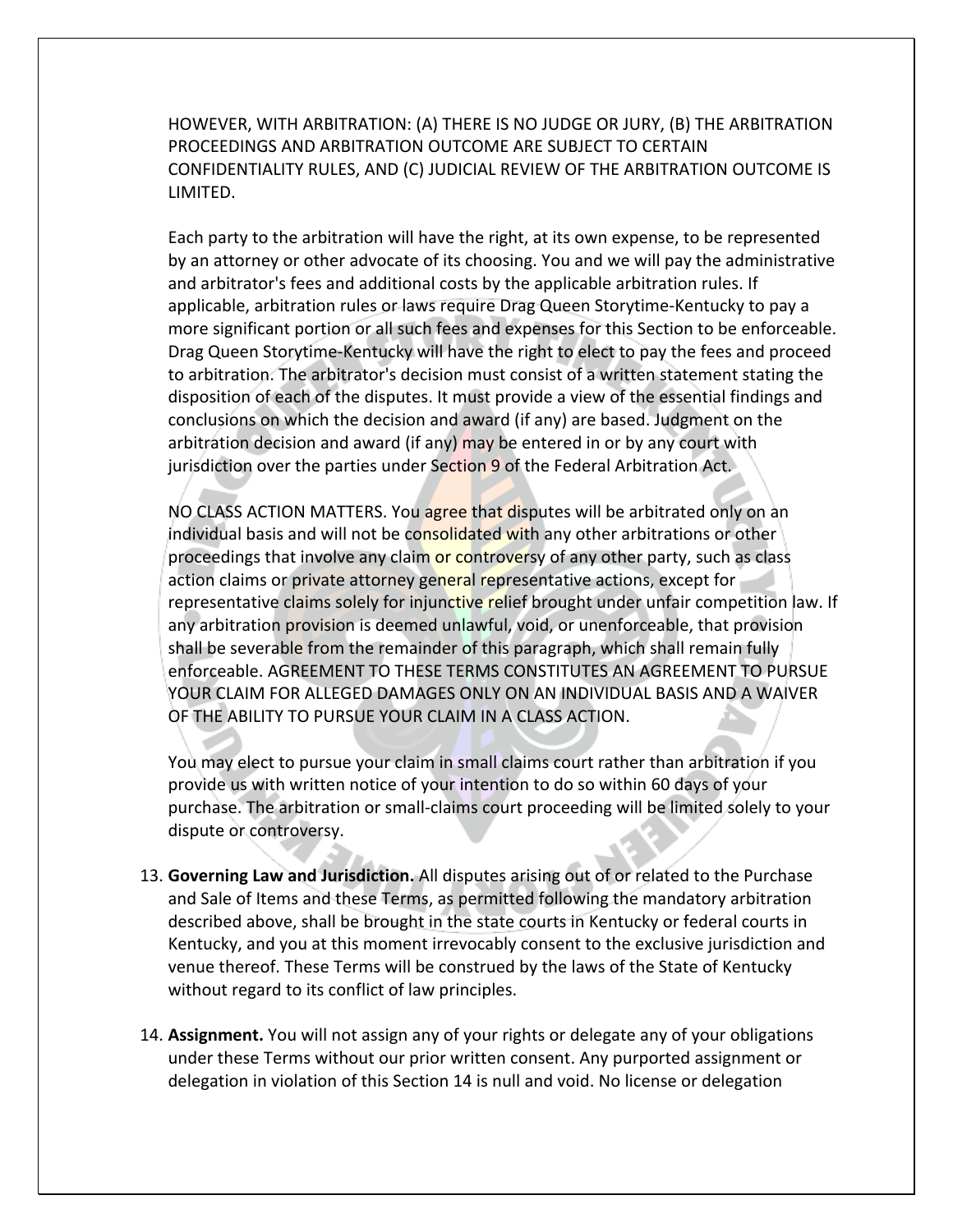HOWEVER, WITH ARBITRATION: (A) THERE IS NO JUDGE OR JURY, (B) THE ARBITRATION PROCEEDINGS AND ARBITRATION OUTCOME ARE SUBJECT TO CERTAIN CONFIDENTIALITY RULES, AND (C) JUDICIAL REVIEW OF THE ARBITRATION OUTCOME IS LIMITED.

Each party to the arbitration will have the right, at its own expense, to be represented by an attorney or other advocate of its choosing. You and we will pay the administrative and arbitrator's fees and additional costs by the applicable arbitration rules. If applicable, arbitration rules or laws require Drag Queen Storytime-Kentucky to pay a more significant portion or all such fees and expenses for this Section to be enforceable. Drag Queen Storytime-Kentucky will have the right to elect to pay the fees and proceed to arbitration. The arbitrator's decision must consist of a written statement stating the disposition of each of the disputes. It must provide a view of the essential findings and conclusions on which the decision and award (if any) are based. Judgment on the arbitration decision and award (if any) may be entered in or by any court with jurisdiction over the parties under Section 9 of the Federal Arbitration Act.

NO CLASS ACTION MATTERS. You agree that disputes will be arbitrated only on an individual basis and will not be consolidated with any other arbitrations or other proceedings that involve any claim or controversy of any other party, such as class action claims or private attorney general representative actions, except for representative claims solely for injunctive relief brought under unfair competition law. If any arbitration provision is deemed unlawful, void, or unenforceable, that provision shall be severable from the remainder of this paragraph, which shall remain fully enforceable. AGREEMENT TO THESE TERMS CONSTITUTES AN AGREEMENT TO PURSUE YOUR CLAIM FOR ALLEGED DAMAGES ONLY ON AN INDIVIDUAL BASIS AND A WAIVER OF THE ABILITY TO PURSUE YOUR CLAIM IN A CLASS ACTION.

You may elect to pursue your claim in small claims court rather than arbitration if you provide us with written notice of your intention to do so within 60 days of your purchase. The arbitration or small-claims court proceeding will be limited solely to your dispute or controversy.

13. **Governing Law and Jurisdiction.** All disputes arising out of or related to the Purchase and Sale of Items and these Terms, as permitted following the mandatory arbitration described above, shall be brought in the state courts in Kentucky or federal courts in Kentucky, and you at this moment irrevocably consent to the exclusive jurisdiction and venue thereof. These Terms will be construed by the laws of the State of Kentucky without regard to its conflict of law principles.

14. **Assignment.** You will not assign any of your rights or delegate any of your obligations under these Terms without our prior written consent. Any purported assignment or delegation in violation of this Section 14 is null and void. No license or delegation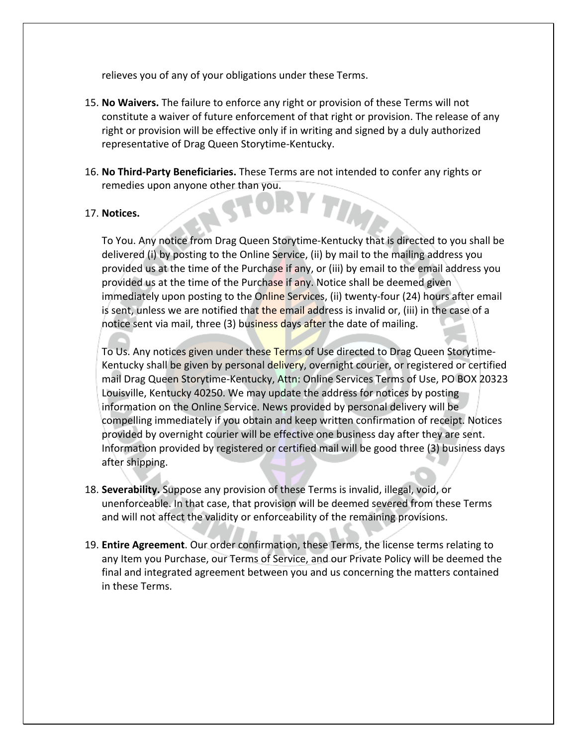relieves you of any of your obligations under these Terms.

15. **No Waivers.** The failure to enforce any right or provision of these Terms will not constitute a waiver of future enforcement of that right or provision. The release of any right or provision will be effective only if in writing and signed by a duly authorized representative of Drag Queen Storytime-Kentucky.

16. **No Third-Party Beneficiaries.** These Terms are not intended to confer any rights or remedies upon anyone other than you.

17. **Notices.**

    To You. Any notice from Drag Queen Storytime-Kentucky that is directed to you shall be delivered (i) by posting to the Online Service, (ii) by mail to the mailing address you provided us at the time of the Purchase if any, or (iii) by email to the email address you provided us at the time of the Purchase if any. Notice shall be deemed given immediately upon posting to the Online Services, (ii) twenty-four (24) hours after email is sent, unless we are notified that the email address is invalid or, (iii) in the case of a notice sent via mail, three (3) business days after the date of mailing.

    To Us. Any notices given under these Terms of Use directed to Drag Queen Storytime-Kentucky shall be given by personal delivery, overnight courier, or registered or certified mail Drag Queen Storytime-Kentucky, Attn: Online Services Terms of Use, PO BOX 20323 Louisville, Kentucky 40250. We may update the address for notices by posting information on the Online Service. News provided by personal delivery will be compelling immediately if you obtain and keep written confirmation of receipt. Notices provided by overnight courier will be effective one business day after they are sent. Information provided by registered or certified mail will be good three (3) business days after shipping.

18. **Severability.** Suppose any provision of these Terms is invalid, illegal, void, or unenforceable. In that case, that provision will be deemed severed from these Terms and will not affect the validity or enforceability of the remaining provisions.

19. **Entire Agreement**. Our order confirmation, these Terms, the license terms relating to any Item you Purchase, our Terms of Service, and our Private Policy will be deemed the final and integrated agreement between you and us concerning the matters contained in these Terms.